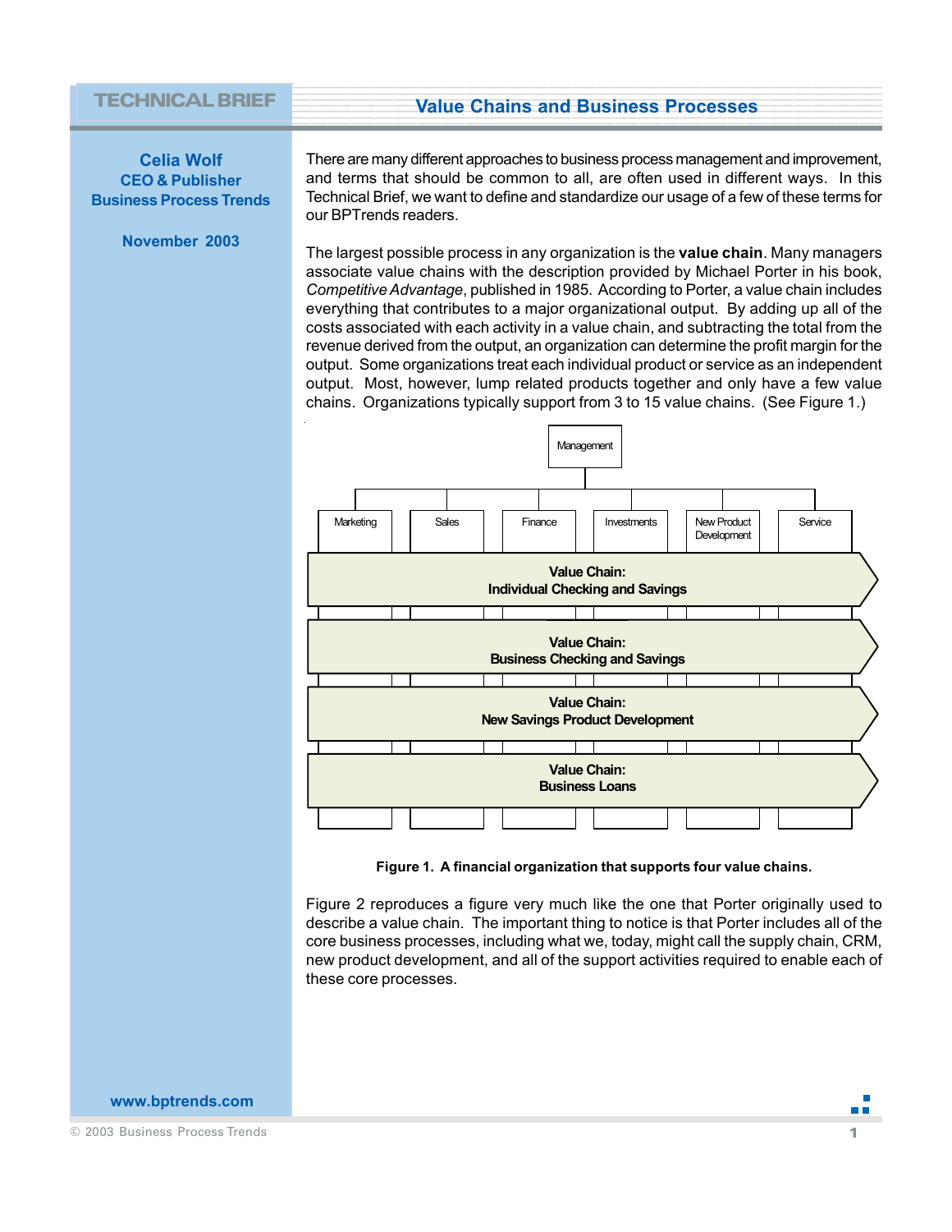TECHNICAL BRIEF

# Value Chains and Business Processes

**Celia Wolf**
**CEO & Publisher**
**Business Process Trends**

**November 2003**

There are many different approaches to business process management and improvement, and terms that should be common to all, are often used in different ways. In this Technical Brief, we want to define and standardize our usage of a few of these terms for our BPTrends readers.

The largest possible process in any organization is the **value chain**. Many managers associate value chains with the description provided by Michael Porter in his book, *Competitive Advantage*, published in 1985. According to Porter, a value chain includes everything that contributes to a major organizational output. By adding up all of the costs associated with each activity in a value chain, and subtracting the total from the revenue derived from the output, an organization can determine the profit margin for the output. Some organizations treat each individual product or service as an independent output. Most, however, lump related products together and only have a few value chains. Organizations typically support from 3 to 15 value chains. (See Figure 1.)

Management

Marketing | Sales | Finance | Investments | New Product Development | Service

**Value Chain: Individual Checking and Savings**

**Value Chain: Business Checking and Savings**

**Value Chain: New Savings Product Development**

**Value Chain: Business Loans**

**Figure 1. A financial organization that supports four value chains.**

Figure 2 reproduces a figure very much like the one that Porter originally used to describe a value chain. The important thing to notice is that Porter includes all of the core business processes, including what we, today, might call the supply chain, CRM, new product development, and all of the support activities required to enable each of these core processes.

www.bptrends.com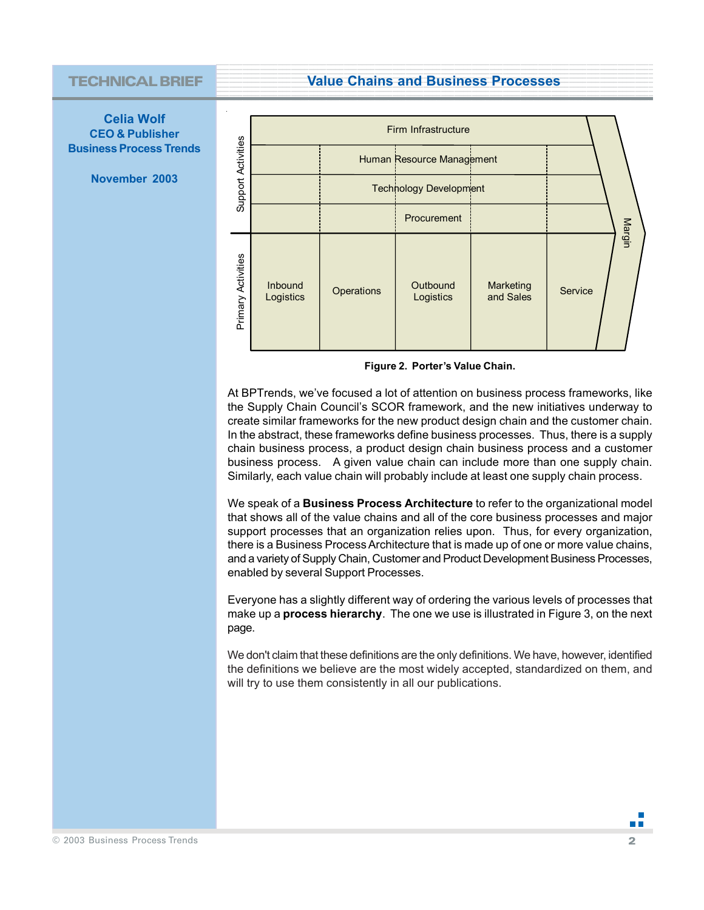Firm Infrastructure

Human Resource Management

Technology Development

Procurement

Support Activities

Primary Activities

Inbound Logistics | Operations | Outbound Logistics | Marketing and Sales | Service

Margin

**Figure 2. Porter's Value Chain.**

At BPTrends, we've focused a lot of attention on business process frameworks, like the Supply Chain Council's SCOR framework, and the new initiatives underway to create similar frameworks for the new product design chain and the customer chain. In the abstract, these frameworks define business processes. Thus, there is a supply chain business process, a product design chain business process and a customer business process. A given value chain can include more than one supply chain. Similarly, each value chain will probably include at least one supply chain process.

We speak of a **Business Process Architecture** to refer to the organizational model that shows all of the value chains and all of the core business processes and major support processes that an organization relies upon. Thus, for every organization, there is a Business Process Architecture that is made up of one or more value chains, and a variety of Supply Chain, Customer and Product Development Business Processes, enabled by several Support Processes.

Everyone has a slightly different way of ordering the various levels of processes that make up a **process hierarchy**. The one we use is illustrated in Figure 3, on the next page.

We don't claim that these definitions are the only definitions. We have, however, identified the definitions we believe are the most widely accepted, standardized on them, and will try to use them consistently in all our publications.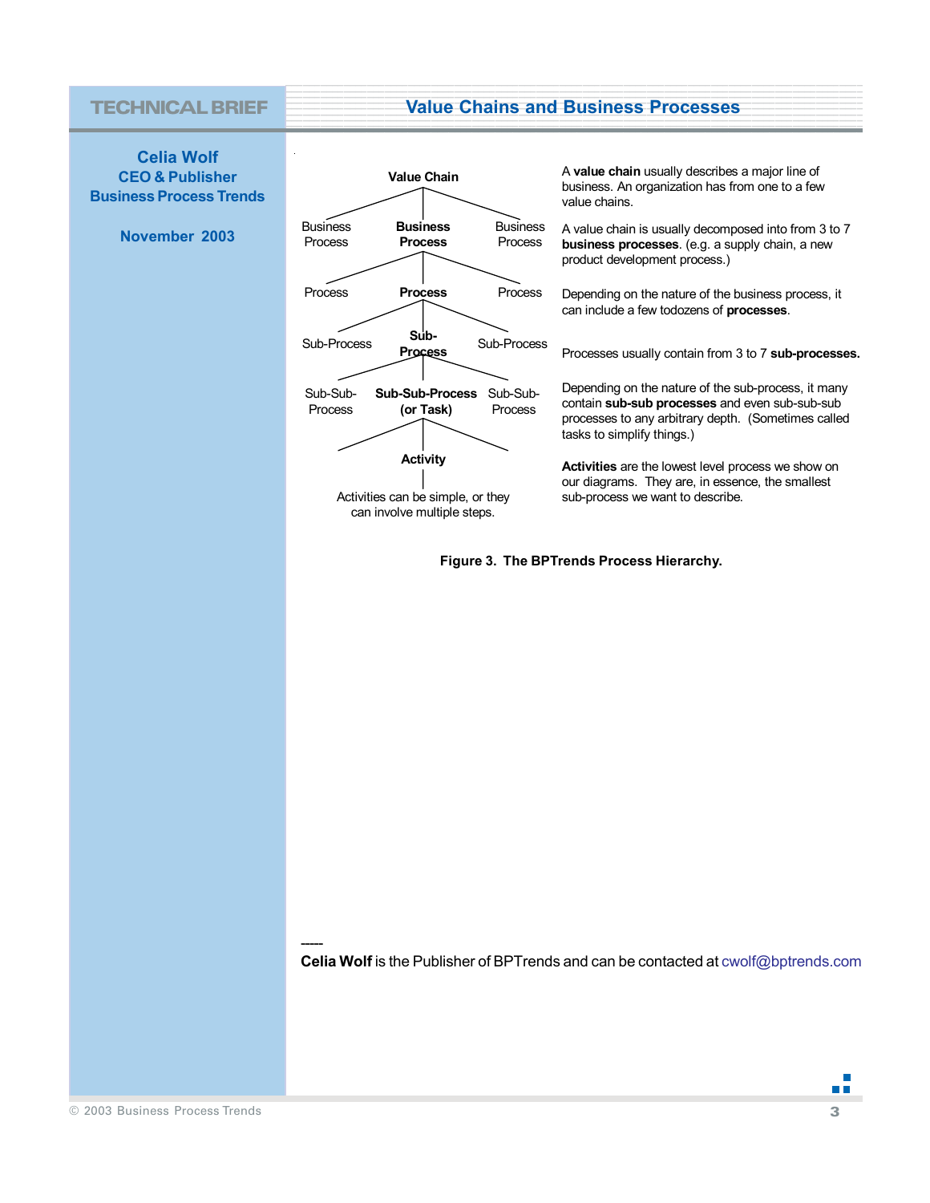**Celia Wolf**
**CEO & Publisher**
**Business Process Trends**

**November 2003**

Value Chain

Business Process — **Business Process** — Business Process

Process — **Process** — Process

Sub-Process — **Sub-Process** — Sub-Process

Sub-Sub-Process — **Sub-Sub-Process (or Task)** — Sub-Sub-Process

**Activity**

Activities can be simple, or they can involve multiple steps.

A **value chain** usually describes a major line of business. An organization has from one to a few value chains.

A value chain is usually decomposed into from 3 to 7 **business processes**. (e.g. a supply chain, a new product development process.)

Depending on the nature of the business process, it can include a few todozens of **processes**.

Processes usually contain from 3 to 7 **sub-processes.**

Depending on the nature of the sub-process, it many contain **sub-sub processes** and even sub-sub-sub processes to any arbitrary depth. (Sometimes called tasks to simplify things.)

**Activities** are the lowest level process we show on our diagrams. They are, in essence, the smallest sub-process we want to describe.

**Figure 3. The BPTrends Process Hierarchy.**

-----

**Celia Wolf** is the Publisher of BPTrends and can be contacted at cwolf@bptrends.com